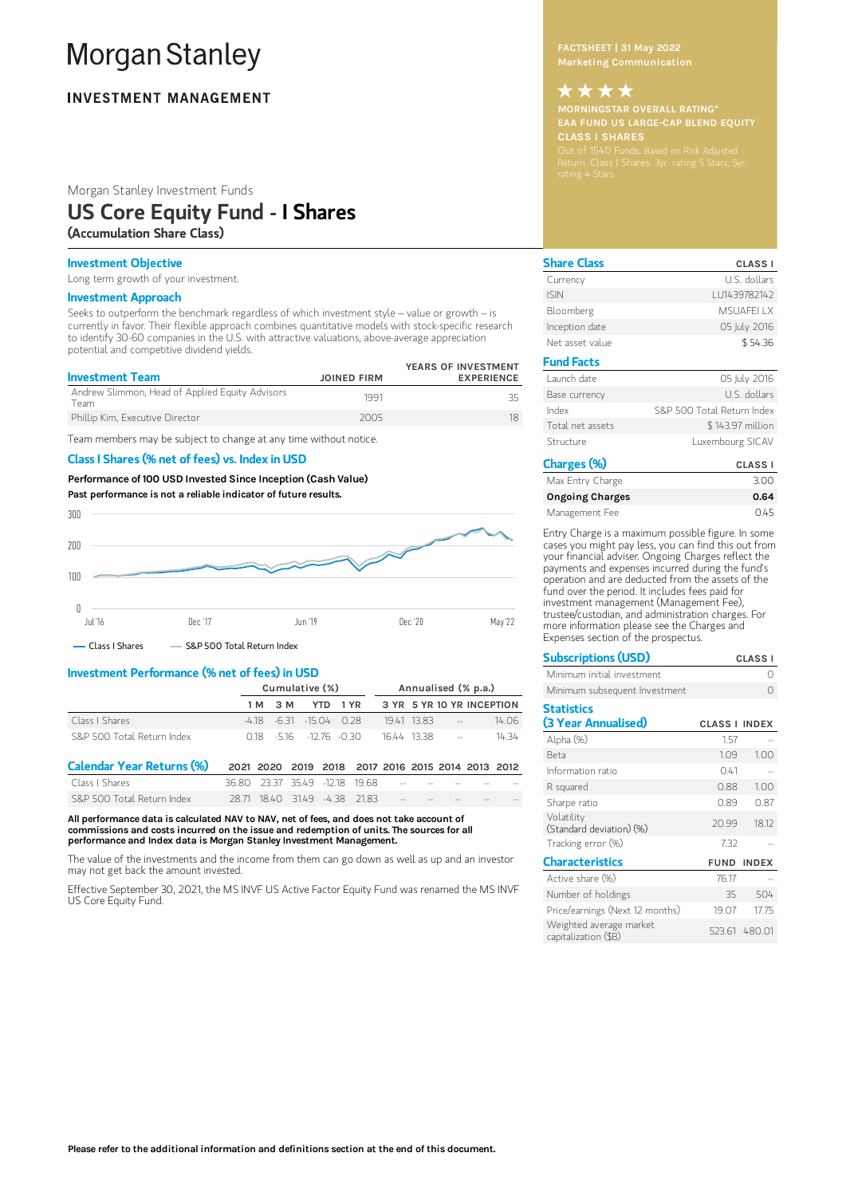# Morgan Stanley

## INVESTMENT MANAGEMENT

FACTSHEET | 31 May 2022
Marketing Communication

★★★★
MORNINGSTAR OVERALL RATING*
EAA FUND US LARGE-CAP BLEND EQUITY
CLASS I SHARES
Out of 1540 Funds. Based on Risk Adjusted Return. Class I Shares: 3yr. rating 5 Stars; 5yr. rating 4 Stars.

Morgan Stanley Investment Funds

# US Core Equity Fund - I Shares

**(Accumulation Share Class)**

### Investment Objective

Long term growth of your investment.

### Investment Approach

Seeks to outperform the benchmark regardless of which investment style – value or growth – is currently in favor. Their flexible approach combines quantitative models with stock-specific research to identify 30-60 companies in the U.S. with attractive valuations, above-average appreciation potential and competitive dividend yields.

| Investment Team | JOINED FIRM | YEARS OF INVESTMENT EXPERIENCE |
|---|---|---|
| Andrew Slimmon, Head of Applied Equity Advisors Team | 1991 | 35 |
| Phillip Kim, Executive Director | 2005 | 18 |

Team members may be subject to change at any time without notice.

### Class I Shares (% net of fees) vs. Index in USD

**Performance of 100 USD Invested Since Inception (Cash Value)**

**Past performance is not a reliable indicator of future results.**

— Class I Shares — S&P 500 Total Return Index

### Investment Performance (% net of fees) in USD

| | Cumulative (%) | | | | Annualised (% p.a.) | | | |
|---|---|---|---|---|---|---|---|---|
| | 1 M | 3 M | YTD | 1 YR | 3 YR | 5 YR | 10 YR | INCEPTION |
| Class I Shares | -4.18 | -6.31 | -15.04 | 0.28 | 19.41 | 13.83 | -- | 14.06 |
| S&P 500 Total Return Index | 0.18 | -5.16 | -12.76 | -0.30 | 16.44 | 13.38 | -- | 14.34 |

| Calendar Year Returns (%) | 2021 | 2020 | 2019 | 2018 | 2017 | 2016 | 2015 | 2014 | 2013 | 2012 |
|---|---|---|---|---|---|---|---|---|---|---|
| Class I Shares | 36.80 | 23.37 | 35.49 | -12.18 | 19.68 | -- | -- | -- | -- | -- |
| S&P 500 Total Return Index | 28.71 | 18.40 | 31.49 | -4.38 | 21.83 | -- | -- | -- | -- | -- |

**All performance data is calculated NAV to NAV, net of fees, and does not take account of commissions and costs incurred on the issue and redemption of units. The sources for all performance and Index data is Morgan Stanley Investment Management.**

The value of the investments and the income from them can go down as well as up and an investor may not get back the amount invested.

Effective September 30, 2021, the MS INVF US Active Factor Equity Fund was renamed the MS INVF US Core Equity Fund.

### Share Class

| | CLASS I |
|---|---|
| Currency | U.S. dollars |
| ISIN | LU1439782142 |
| Bloomberg | MSUAFEI LX |
| Inception date | 05 July 2016 |
| Net asset value | $ 54.36 |

### Fund Facts

| | |
|---|---|
| Launch date | 05 July 2016 |
| Base currency | U.S. dollars |
| Index | S&P 500 Total Return Index |
| Total net assets | $ 143.97 million |
| Structure | Luxembourg SICAV |

### Charges (%)

| | CLASS I |
|---|---|
| Max Entry Charge | 3.00 |
| **Ongoing Charges** | **0.64** |
| Management Fee | 0.45 |

Entry Charge is a maximum possible figure. In some cases you might pay less, you can find this out from your financial adviser. Ongoing Charges reflect the payments and expenses incurred during the fund's operation and are deducted from the assets of the fund over the period. It includes fees paid for investment management (Management Fee), trustee/custodian, and administration charges. For more information please see the Charges and Expenses section of the prospectus.

### Subscriptions (USD)

| | CLASS I |
|---|---|
| Minimum initial investment | 0 |
| Minimum subsequent Investment | 0 |

### Statistics (3 Year Annualised)

| | CLASS I | INDEX |
|---|---|---|
| Alpha (%) | 1.57 | -- |
| Beta | 1.09 | 1.00 |
| Information ratio | 0.41 | -- |
| R squared | 0.88 | 1.00 |
| Sharpe ratio | 0.89 | 0.87 |
| Volatility (Standard deviation) (%) | 20.99 | 18.12 |
| Tracking error (%) | 7.32 | -- |

### Characteristics

| | FUND | INDEX |
|---|---|---|
| Active share (%) | 76.17 | -- |
| Number of holdings | 35 | 504 |
| Price/earnings (Next 12 months) | 19.07 | 17.75 |
| Weighted average market capitalization ($B) | 523.61 | 480.01 |

**Please refer to the additional information and definitions section at the end of this document.**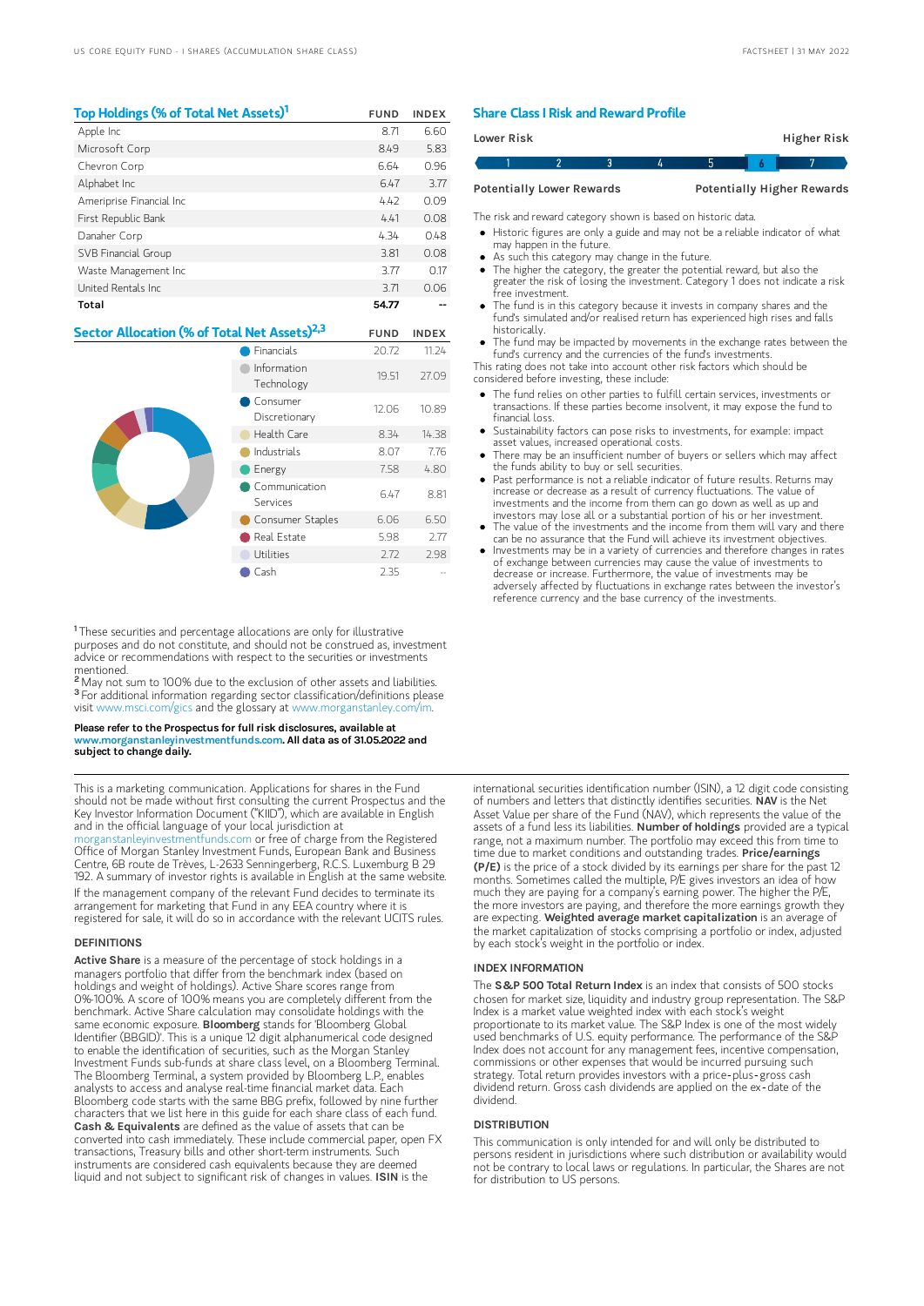## Top Holdings (% of Total Net Assets)[1]

| | FUND | INDEX |
|---|---|---|
| Apple Inc | 8.71 | 6.60 |
| Microsoft Corp | 8.49 | 5.83 |
| Chevron Corp | 6.64 | 0.96 |
| Alphabet Inc | 6.47 | 3.77 |
| Ameriprise Financial Inc | 4.42 | 0.09 |
| First Republic Bank | 4.41 | 0.08 |
| Danaher Corp | 4.34 | 0.48 |
| SVB Financial Group | 3.81 | 0.08 |
| Waste Management Inc | 3.77 | 0.17 |
| United Rentals Inc | 3.71 | 0.06 |
| **Total** | **54.77** | -- |

## Sector Allocation (% of Total Net Assets)[2,3]

| | FUND | INDEX |
|---|---|---|
| Financials | 20.72 | 11.24 |
| Information Technology | 19.51 | 27.09 |
| Consumer Discretionary | 12.06 | 10.89 |
| Health Care | 8.34 | 14.38 |
| Industrials | 8.07 | 7.76 |
| Energy | 7.58 | 4.80 |
| Communication Services | 6.47 | 8.81 |
| Consumer Staples | 6.06 | 6.50 |
| Real Estate | 5.98 | 2.77 |
| Utilities | 2.72 | 2.98 |
| Cash | 2.35 | -- |

[1] These securities and percentage allocations are only for illustrative purposes and do not constitute, and should not be construed as, investment advice or recommendations with respect to the securities or investments mentioned.
[2] May not sum to 100% due to the exclusion of other assets and liabilities.
[3] For additional information regarding sector classification/definitions please visit www.msci.com/gics and the glossary at www.morganstanley.com/im.

**Please refer to the Prospectus for full risk disclosures, available at www.morganstanleyinvestmentfunds.com. All data as of 31.05.2022 and subject to change daily.**

## Share Class I Risk and Reward Profile

| Lower Risk | | | | | | Higher Risk |
|---|---|---|---|---|---|---|
| 1 | 2 | 3 | 4 | 5 | **6** | 7 |
| Potentially Lower Rewards | | | | | | Potentially Higher Rewards |

The risk and reward category shown is based on historic data.

- Historic figures are only a guide and may not be a reliable indicator of what may happen in the future.
- As such this category may change in the future.
- The higher the category, the greater the potential reward, but also the greater the risk of losing the investment. Category 1 does not indicate a risk free investment.
- The fund is in this category because it invests in company shares and the fund's simulated and/or realised return has experienced high rises and falls historically.
- The fund may be impacted by movements in the exchange rates between the fund's currency and the currencies of the fund's investments.

This rating does not take into account other risk factors which should be considered before investing, these include:

- The fund relies on other parties to fulfill certain services, investments or transactions. If these parties become insolvent, it may expose the fund to financial loss.
- Sustainability factors can pose risks to investments, for example: impact asset values, increased operational costs.
- There may be an insufficient number of buyers or sellers which may affect the funds ability to buy or sell securities.
- Past performance is not a reliable indicator of future results. Returns may increase or decrease as a result of currency fluctuations. The value of investments and the income from them can go down as well as up and investors may lose all or a substantial portion of his or her investment.
- The value of the investments and the income from them will vary and there can be no assurance that the Fund will achieve its investment objectives.
- Investments may be in a variety of currencies and therefore changes in rates of exchange between currencies may cause the value of investments to decrease or increase. Furthermore, the value of investments may be adversely affected by fluctuations in exchange rates between the investor's reference currency and the base currency of the investments.

This is a marketing communication. Applications for shares in the Fund should not be made without first consulting the current Prospectus and the Key Investor Information Document ("KIID"), which are available in English and in the official language of your local jurisdiction at morganstanleyinvestmentfunds.com or free of charge from the Registered Office of Morgan Stanley Investment Funds, European Bank and Business Centre, 6B route de Trèves, L-2633 Senningerberg, R.C.S. Luxemburg B 29 192. A summary of investor rights is available in English at the same website.

If the management company of the relevant Fund decides to terminate its arrangement for marketing that Fund in any EEA country where it is registered for sale, it will do so in accordance with the relevant UCITS rules.

### DEFINITIONS

**Active Share** is a measure of the percentage of stock holdings in a managers portfolio that differ from the benchmark index (based on holdings and weight of holdings). Active Share scores range from 0%-100%. A score of 100% means you are completely different from the benchmark. Active Share calculation may consolidate holdings with the same economic exposure. **Bloomberg** stands for 'Bloomberg Global Identifier (BBGID)'. This is a unique 12 digit alphanumerical code designed to enable the identification of securities, such as the Morgan Stanley Investment Funds sub-funds at share class level, on a Bloomberg Terminal. The Bloomberg Terminal, a system provided by Bloomberg L.P., enables analysts to access and analyse real-time financial market data. Each Bloomberg code starts with the same BBG prefix, followed by nine further characters that we list here in this guide for each share class of each fund. **Cash & Equivalents** are defined as the value of assets that can be converted into cash immediately. These include commercial paper, open FX transactions, Treasury bills and other short-term instruments. Such instruments are considered cash equivalents because they are deemed liquid and not subject to significant risk of changes in values. **ISIN** is the international securities identification number (ISIN), a 12 digit code consisting of numbers and letters that distinctly identifies securities. **NAV** is the Net Asset Value per share of the Fund (NAV), which represents the value of the assets of a fund less its liabilities. **Number of holdings** provided are a typical range, not a maximum number. The portfolio may exceed this from time to time due to market conditions and outstanding trades. **Price/earnings (P/E)** is the price of a stock divided by its earnings per share for the past 12 months. Sometimes called the multiple, P/E gives investors an idea of how much they are paying for a company's earning power. The higher the P/E, the more investors are paying, and therefore the more earnings growth they are expecting. **Weighted average market capitalization** is an average of the market capitalization of stocks comprising a portfolio or index, adjusted by each stock's weight in the portfolio or index.

### INDEX INFORMATION

The **S&P 500 Total Return Index** is an index that consists of 500 stocks chosen for market size, liquidity and industry group representation. The S&P Index is a market value weighted index with each stock's weight proportionate to its market value. The S&P Index is one of the most widely used benchmarks of U.S. equity performance. The performance of the S&P Index does not account for any management fees, incentive compensation, commissions or other expenses that would be incurred pursuing such strategy. Total return provides investors with a price-plus-gross cash dividend return. Gross cash dividends are applied on the ex-date of the dividend.

### DISTRIBUTION

This communication is only intended for and will only be distributed to persons resident in jurisdictions where such distribution or availability would not be contrary to local laws or regulations. In particular, the Shares are not for distribution to US persons.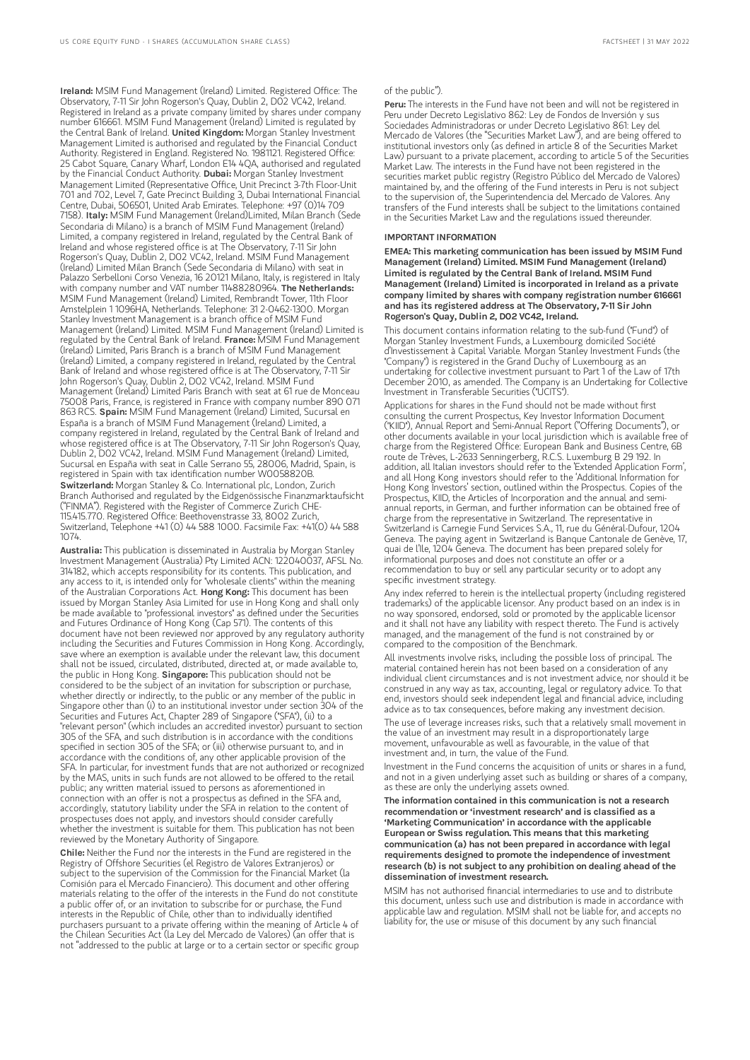**Ireland:** MSIM Fund Management (Ireland) Limited. Registered Office: The Observatory, 7-11 Sir John Rogerson's Quay, Dublin 2, D02 VC42, Ireland. Registered in Ireland as a private company limited by shares under company number 616661. MSIM Fund Management (Ireland) Limited is regulated by the Central Bank of Ireland. **United Kingdom:** Morgan Stanley Investment Management Limited is authorised and regulated by the Financial Conduct Authority. Registered in England. Registered No. 1981121. Registered Office: 25 Cabot Square, Canary Wharf, London E14 4QA, authorised and regulated by the Financial Conduct Authority. **Dubai:** Morgan Stanley Investment Management Limited (Representative Office, Unit Precinct 3-7th Floor-Unit 701 and 702, Level 7, Gate Precinct Building 3, Dubai International Financial Centre, Dubai, 506501, United Arab Emirates. Telephone: +97 (0)14 709 7158). **Italy:** MSIM Fund Management (Ireland)Limited, Milan Branch (Sede Secondaria di Milano) is a branch of MSIM Fund Management (Ireland) Limited, a company registered in Ireland, regulated by the Central Bank of Ireland and whose registered office is at The Observatory, 7-11 Sir John Rogerson's Quay, Dublin 2, D02 VC42, Ireland. MSIM Fund Management (Ireland) Limited Milan Branch (Sede Secondaria di Milano) with seat in Palazzo Serbelloni Corso Venezia, 16 20121 Milano, Italy, is registered in Italy with company number and VAT number 11488280964. **The Netherlands:** MSIM Fund Management (Ireland) Limited, Rembrandt Tower, 11th Floor Amstelplein 1 1096HA, Netherlands. Telephone: 31 2-0462-1300. Morgan Stanley Investment Management is a branch office of MSIM Fund Management (Ireland) Limited. MSIM Fund Management (Ireland) Limited is regulated by the Central Bank of Ireland. **France:** MSIM Fund Management (Ireland) Limited, Paris Branch is a branch of MSIM Fund Management (Ireland) Limited, a company registered in Ireland, regulated by the Central Bank of Ireland and whose registered office is at The Observatory, 7-11 Sir John Rogerson's Quay, Dublin 2, D02 VC42, Ireland. MSIM Fund Management (Ireland) Limited Paris Branch with seat at 61 rue de Monceau 75008 Paris, France, is registered in France with company number 890 071 863 RCS. **Spain:** MSIM Fund Management (Ireland) Limited, Sucursal en España is a branch of MSIM Fund Management (Ireland) Limited, a company registered in Ireland, regulated by the Central Bank of Ireland and whose registered office is at The Observatory, 7-11 Sir John Rogerson's Quay, Dublin 2, D02 VC42, Ireland. MSIM Fund Management (Ireland) Limited, Sucursal en España with seat in Calle Serrano 55, 28006, Madrid, Spain, is registered in Spain with tax identification number W0058820B. **Switzerland:** Morgan Stanley & Co. International plc, London, Zurich Branch Authorised and regulated by the Eidgenössische Finanzmarktaufsicht ("FINMA"). Registered with the Register of Commerce Zurich CHE-115.415.770. Registered Office: Beethovenstrasse 33, 8002 Zurich, Switzerland, Telephone +41 (0) 44 588 1000. Facsimile Fax: +41(0) 44 588 1074.

**Australia:** This publication is disseminated in Australia by Morgan Stanley Investment Management (Australia) Pty Limited ACN: 122040037, AFSL No. 314182, which accepts responsibility for its contents. This publication, and any access to it, is intended only for "wholesale clients" within the meaning of the Australian Corporations Act. **Hong Kong:** This document has been issued by Morgan Stanley Asia Limited for use in Hong Kong and shall only be made available to "professional investors" as defined under the Securities and Futures Ordinance of Hong Kong (Cap 571). The contents of this document have not been reviewed nor approved by any regulatory authority including the Securities and Futures Commission in Hong Kong. Accordingly, save where an exemption is available under the relevant law, this document shall not be issued, circulated, distributed, directed at, or made available to, the public in Hong Kong. **Singapore:** This publication should not be considered to be the subject of an invitation for subscription or purchase, whether directly or indirectly, to the public or any member of the public in Singapore other than (i) to an institutional investor under section 304 of the Securities and Futures Act, Chapter 289 of Singapore ("SFA"), (ii) to a "relevant person" (which includes an accredited investor) pursuant to section 305 of the SFA, and such distribution is in accordance with the conditions specified in section 305 of the SFA; or (iii) otherwise pursuant to, and in accordance with the conditions of, any other applicable provision of the SFA. In particular, for investment funds that are not authorized or recognized by the MAS, units in such funds are not allowed to be offered to the retail public; any written material issued to persons as aforementioned in connection with an offer is not a prospectus as defined in the SFA and, accordingly, statutory liability under the SFA in relation to the content of prospectuses does not apply, and investors should consider carefully whether the investment is suitable for them. This publication has not been reviewed by the Monetary Authority of Singapore.

**Chile:** Neither the Fund nor the interests in the Fund are registered in the Registry of Offshore Securities (el Registro de Valores Extranjeros) or subject to the supervision of the Commission for the Financial Market (la Comisión para el Mercado Financiero). This document and other offering materials relating to the offer of the interests in the Fund do not constitute a public offer of, or an invitation to subscribe for or purchase, the Fund interests in the Republic of Chile, other than to individually identified purchasers pursuant to a private offering within the meaning of Article 4 of the Chilean Securities Act (la Ley del Mercado de Valores) (an offer that is not "addressed to the public at large or to a certain sector or specific group of the public").

**Peru:** The interests in the Fund have not been and will not be registered in Peru under Decreto Legislativo 862: Ley de Fondos de Inversión y sus Sociedades Administradoras or under Decreto Legislativo 861: Ley del Mercado de Valores (the "Securities Market Law"), and are being offered to institutional investors only (as defined in article 8 of the Securities Market Law) pursuant to a private placement, according to article 5 of the Securities Market Law. The interests in the Fund have not been registered in the securities market public registry (Registro Público del Mercado de Valores) maintained by, and the offering of the Fund interests in Peru is not subject to the supervision of, the Superintendencia del Mercado de Valores. Any transfers of the Fund interests shall be subject to the limitations contained in the Securities Market Law and the regulations issued thereunder.

## IMPORTANT INFORMATION

**EMEA: This marketing communication has been issued by MSIM Fund Management (Ireland) Limited. MSIM Fund Management (Ireland) Limited is regulated by the Central Bank of Ireland. MSIM Fund Management (Ireland) Limited is incorporated in Ireland as a private company limited by shares with company registration number 616661 and has its registered address at The Observatory, 7-11 Sir John Rogerson's Quay, Dublin 2, D02 VC42, Ireland.**

This document contains information relating to the sub-fund ("Fund") of Morgan Stanley Investment Funds, a Luxembourg domiciled Société d'Investissement à Capital Variable. Morgan Stanley Investment Funds (the "Company") is registered in the Grand Duchy of Luxembourg as an undertaking for collective investment pursuant to Part 1 of the Law of 17th December 2010, as amended. The Company is an Undertaking for Collective Investment in Transferable Securities ("UCITS").

Applications for shares in the Fund should not be made without first consulting the current Prospectus, Key Investor Information Document ("KIID"), Annual Report and Semi-Annual Report ("Offering Documents"), or other documents available in your local jurisdiction which is available free of charge from the Registered Office: European Bank and Business Centre, 6B route de Trèves, L-2633 Senningerberg, R.C.S. Luxemburg B 29 192. In addition, all Italian investors should refer to the 'Extended Application Form', and all Hong Kong investors should refer to the 'Additional Information for Hong Kong Investors' section, outlined within the Prospectus. Copies of the Prospectus, KIID, the Articles of Incorporation and the annual and semi-annual reports, in German, and further information can be obtained free of charge from the representative in Switzerland. The representative in Switzerland is Carnegie Fund Services S.A., 11, rue du Général-Dufour, 1204 Geneva. The paying agent in Switzerland is Banque Cantonale de Genève, 17, quai de l'Ile, 1204 Geneva. The document has been prepared solely for informational purposes and does not constitute an offer or a recommendation to buy or sell any particular security or to adopt any specific investment strategy.

Any index referred to herein is the intellectual property (including registered trademarks) of the applicable licensor. Any product based on an index is in no way sponsored, endorsed, sold or promoted by the applicable licensor and it shall not have any liability with respect thereto. The Fund is actively managed, and the management of the fund is not constrained by or compared to the composition of the Benchmark.

All investments involve risks, including the possible loss of principal. The material contained herein has not been based on a consideration of any individual client circumstances and is not investment advice, nor should it be construed in any way as tax, accounting, legal or regulatory advice. To that end, investors should seek independent legal and financial advice, including advice as to tax consequences, before making any investment decision.

The use of leverage increases risks, such that a relatively small movement in the value of an investment may result in a disproportionately large movement, unfavourable as well as favourable, in the value of that investment and, in turn, the value of the Fund.

Investment in the Fund concerns the acquisition of units or shares in a fund, and not in a given underlying asset such as building or shares of a company, as these are only the underlying assets owned.

**The information contained in this communication is not a research recommendation or 'investment research' and is classified as a 'Marketing Communication' in accordance with the applicable European or Swiss regulation. This means that this marketing communication (a) has not been prepared in accordance with legal requirements designed to promote the independence of investment research (b) is not subject to any prohibition on dealing ahead of the dissemination of investment research.**

MSIM has not authorised financial intermediaries to use and to distribute this document, unless such use and distribution is made in accordance with applicable law and regulation. MSIM shall not be liable for, and accepts no liability for, the use or misuse of this document by any such financial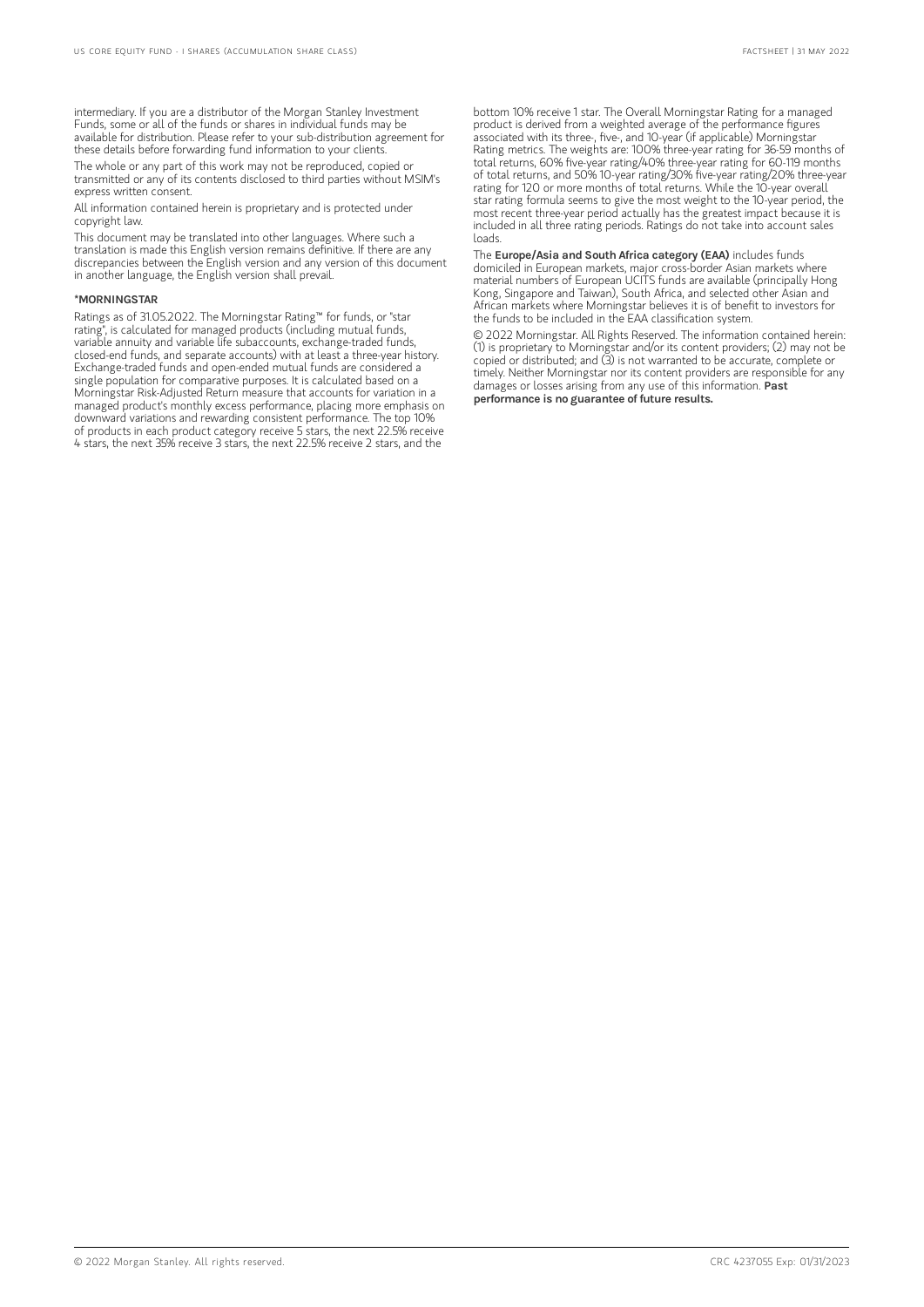intermediary. If you are a distributor of the Morgan Stanley Investment Funds, some or all of the funds or shares in individual funds may be available for distribution. Please refer to your sub-distribution agreement for these details before forwarding fund information to your clients.

The whole or any part of this work may not be reproduced, copied or transmitted or any of its contents disclosed to third parties without MSIM's express written consent.

All information contained herein is proprietary and is protected under copyright law.

This document may be translated into other languages. Where such a translation is made this English version remains definitive. If there are any discrepancies between the English version and any version of this document in another language, the English version shall prevail.

### *MORNINGSTAR

Ratings as of 31.05.2022. The Morningstar Rating™ for funds, or "star rating", is calculated for managed products (including mutual funds, variable annuity and variable life subaccounts, exchange-traded funds, closed-end funds, and separate accounts) with at least a three-year history. Exchange-traded funds and open-ended mutual funds are considered a single population for comparative purposes. It is calculated based on a Morningstar Risk-Adjusted Return measure that accounts for variation in a managed product's monthly excess performance, placing more emphasis on downward variations and rewarding consistent performance. The top 10% of products in each product category receive 5 stars, the next 22.5% receive 4 stars, the next 35% receive 3 stars, the next 22.5% receive 2 stars, and the bottom 10% receive 1 star. The Overall Morningstar Rating for a managed product is derived from a weighted average of the performance figures associated with its three-, five-, and 10-year (if applicable) Morningstar Rating metrics. The weights are: 100% three-year rating for 36-59 months of total returns, 60% five-year rating/40% three-year rating for 60-119 months of total returns, and 50% 10-year rating/30% five-year rating/20% three-year rating for 120 or more months of total returns. While the 10-year overall star rating formula seems to give the most weight to the 10-year period, the most recent three-year period actually has the greatest impact because it is included in all three rating periods. Ratings do not take into account sales loads.

The **Europe/Asia and South Africa category (EAA)** includes funds domiciled in European markets, major cross-border Asian markets where material numbers of European UCITS funds are available (principally Hong Kong, Singapore and Taiwan), South Africa, and selected other Asian and African markets where Morningstar believes it is of benefit to investors for the funds to be included in the EAA classification system.

© 2022 Morningstar. All Rights Reserved. The information contained herein: (1) is proprietary to Morningstar and/or its content providers; (2) may not be copied or distributed; and (3) is not warranted to be accurate, complete or timely. Neither Morningstar nor its content providers are responsible for any damages or losses arising from any use of this information. **Past performance is no guarantee of future results.**

© 2022 Morgan Stanley. All rights reserved.

CRC 4237055 Exp: 01/31/2023